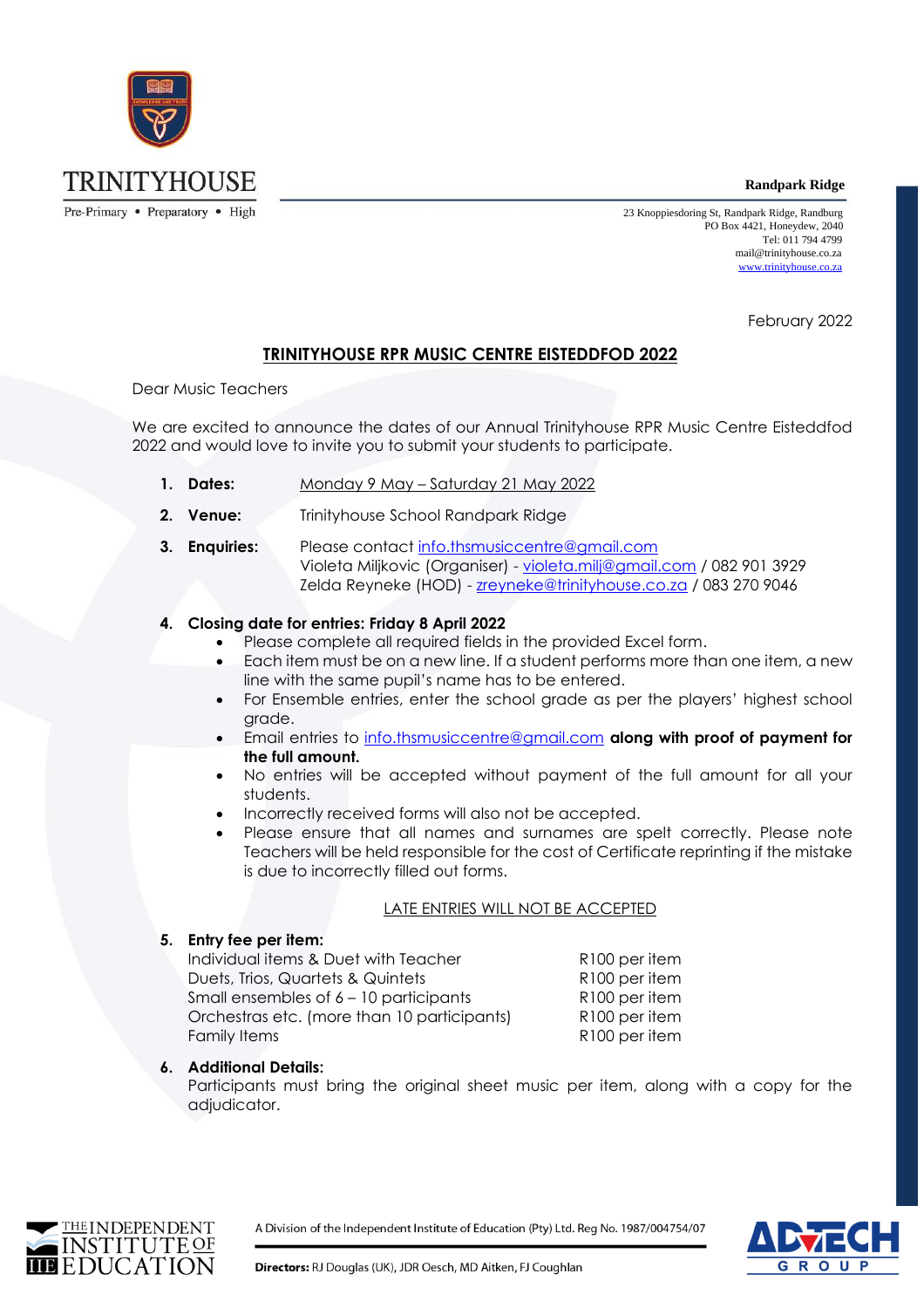TRINITYHOUSE

Pre-Primary • Preparatory • High

**Randpark Ridge**

23 Knoppiesdoring St, Randpark Ridge, Randburg
PO Box 4421, Honeydew, 2040
Tel: 011 794 4799
mail@trinityhouse.co.za
www.trinityhouse.co.za

February 2022

## TRINITYHOUSE RPR MUSIC CENTRE EISTEDDFOD 2022

Dear Music Teachers

We are excited to announce the dates of our Annual Trinityhouse RPR Music Centre Eisteddfod 2022 and would love to invite you to submit your students to participate.

1. **Dates:** Monday 9 May – Saturday 21 May 2022
2. **Venue:** Trinityhouse School Randpark Ridge
3. **Enquiries:** Please contact info.thsmusiccentre@gmail.com
   Violeta Miljkovic (Organiser) - violeta.milj@gmail.com / 082 901 3929
   Zelda Reyneke (HOD) - zreyneke@trinityhouse.co.za / 083 270 9046
4. **Closing date for entries: Friday 8 April 2022**
   - Please complete all required fields in the provided Excel form.
   - Each item must be on a new line. If a student performs more than one item, a new line with the same pupil's name has to be entered.
   - For Ensemble entries, enter the school grade as per the players' highest school grade.
   - Email entries to info.thsmusiccentre@gmail.com **along with proof of payment for the full amount.**
   - No entries will be accepted without payment of the full amount for all your students.
   - Incorrectly received forms will also not be accepted.
   - Please ensure that all names and surnames are spelt correctly. Please note Teachers will be held responsible for the cost of Certificate reprinting if the mistake is due to incorrectly filled out forms.

   LATE ENTRIES WILL NOT BE ACCEPTED

5. **Entry fee per item:**

| | |
|---|---|
| Individual items & Duet with Teacher | R100 per item |
| Duets, Trios, Quartets & Quintets | R100 per item |
| Small ensembles of 6 – 10 participants | R100 per item |
| Orchestras etc. (more than 10 participants) | R100 per item |
| Family Items | R100 per item |

6. **Additional Details:**
   Participants must bring the original sheet music per item, along with a copy for the adjudicator.

THE INDEPENDENT INSTITUTE OF EDUCATION

A Division of the Independent Institute of Education (Pty) Ltd. Reg No. 1987/004754/07

**Directors:** RJ Douglas (UK), JDR Oesch, MD Aitken, FJ Coughlan

ADVTECH GROUP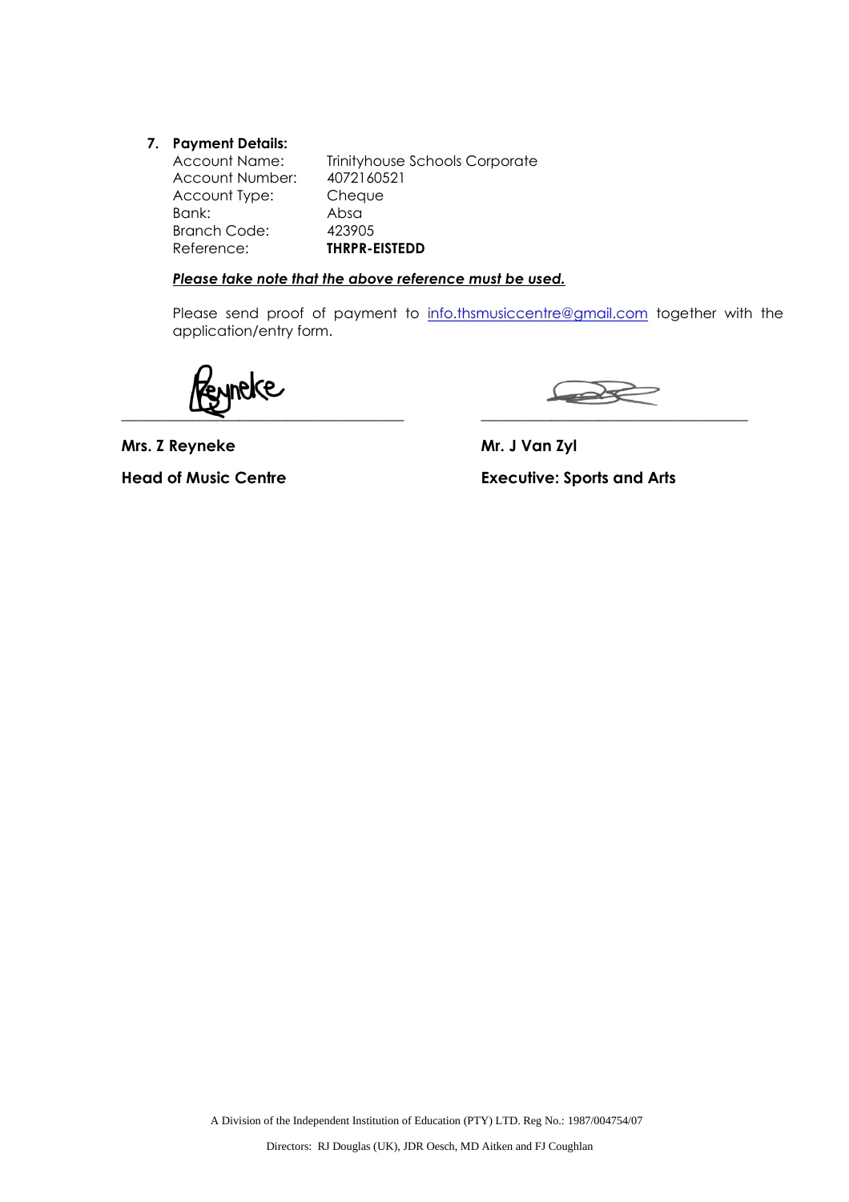7. **Payment Details:**

| | |
|---|---|
| Account Name: | Trinityhouse Schools Corporate |
| Account Number: | 4072160521 |
| Account Type: | Cheque |
| Bank: | Absa |
| Branch Code: | 423905 |
| Reference: | **THRPR-EISTEDD** |

***Please take note that the above reference must be used.***

Please send proof of payment to info.thsmusiccentre@gmail.com together with the application/entry form.

**Mrs. Z Reyneke**

**Head of Music Centre**

**Mr. J Van Zyl**

**Executive: Sports and Arts**

A Division of the Independent Institution of Education (PTY) LTD. Reg No.: 1987/004754/07

Directors: RJ Douglas (UK), JDR Oesch, MD Aitken and FJ Coughlan